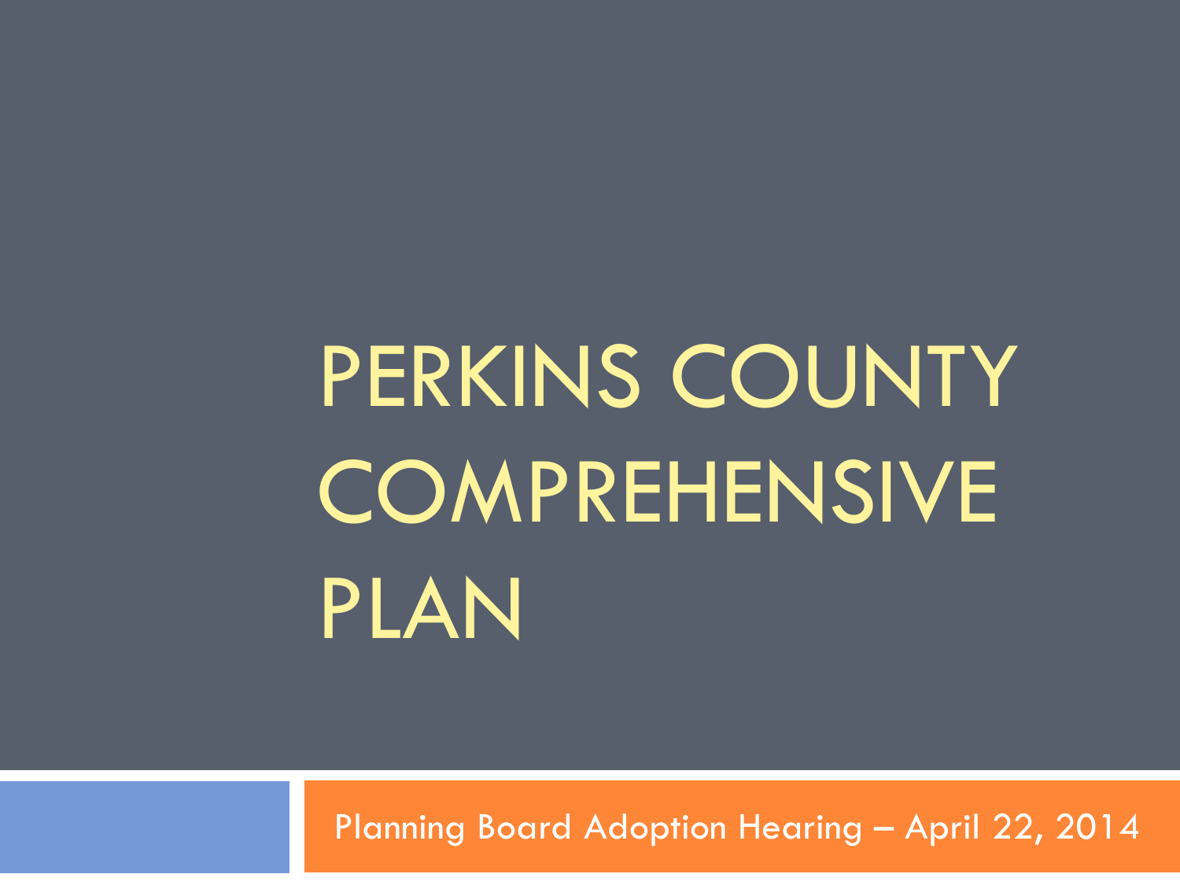# PERKINS COUNTY COMPREHENSIVE PLAN

Planning Board Adoption Hearing – April 22, 2014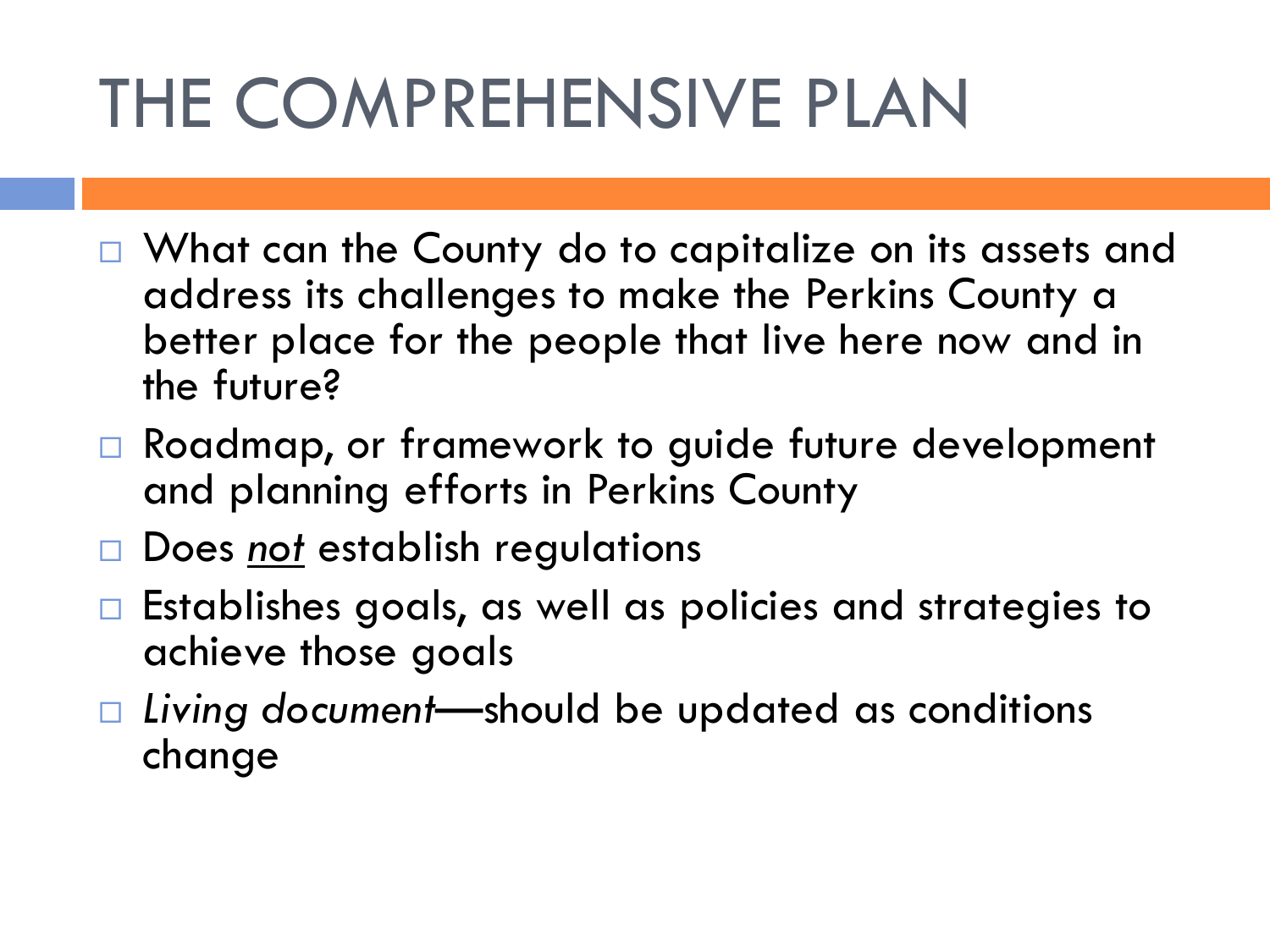# THE COMPREHENSIVE PLAN

- What can the County do to capitalize on its assets and address its challenges to make the Perkins County a better place for the people that live here now and in the future?
- Roadmap, or framework to guide future development and planning efforts in Perkins County
- Does <u>*not*</u> establish regulations
- Establishes goals, as well as policies and strategies to achieve those goals
- *Living document*—should be updated as conditions change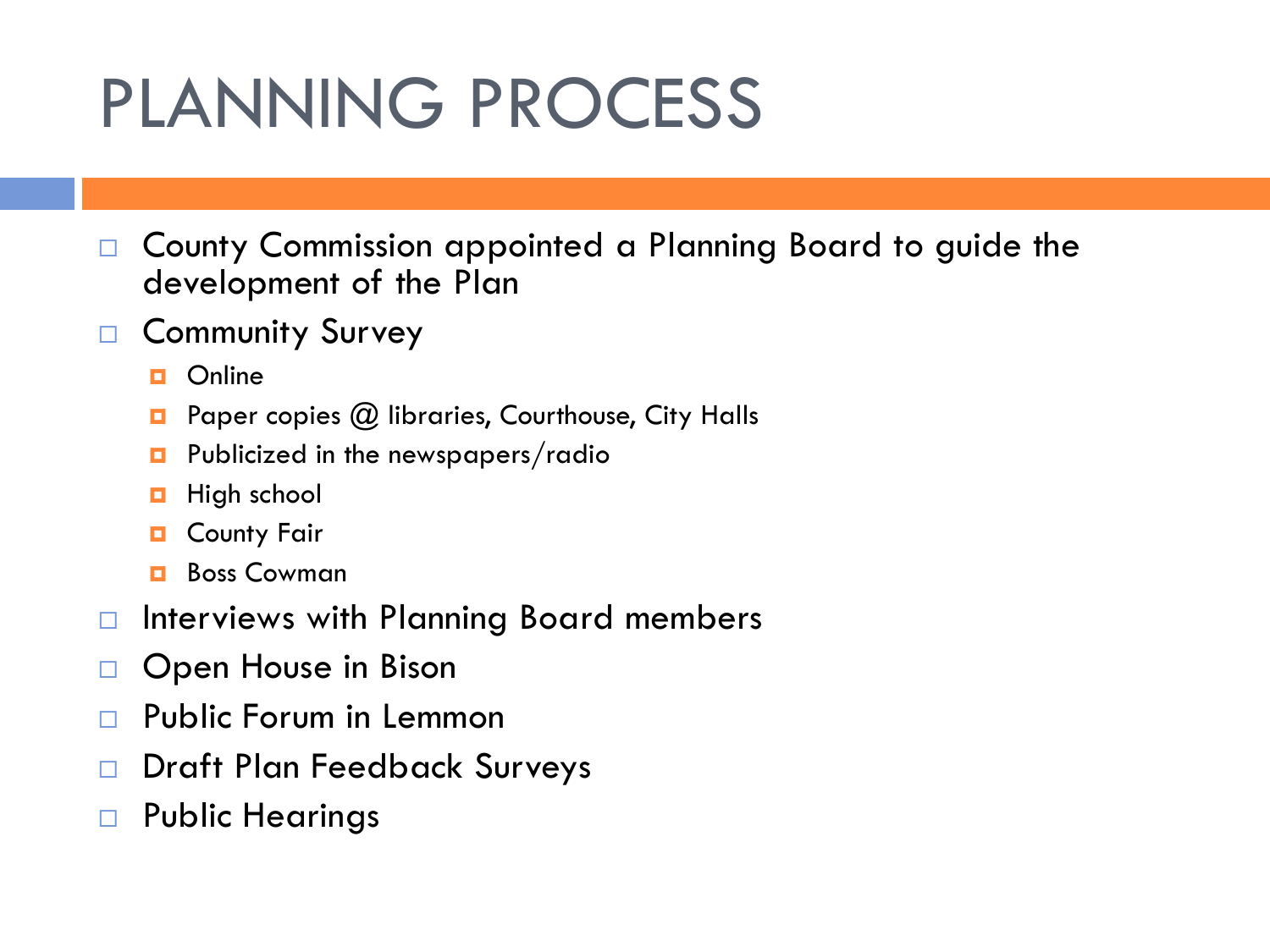# PLANNING PROCESS

- County Commission appointed a Planning Board to guide the development of the Plan
- Community Survey
  - Online
  - Paper copies @ libraries, Courthouse, City Halls
  - Publicized in the newspapers/radio
  - High school
  - County Fair
  - Boss Cowman
- Interviews with Planning Board members
- Open House in Bison
- Public Forum in Lemmon
- Draft Plan Feedback Surveys
- Public Hearings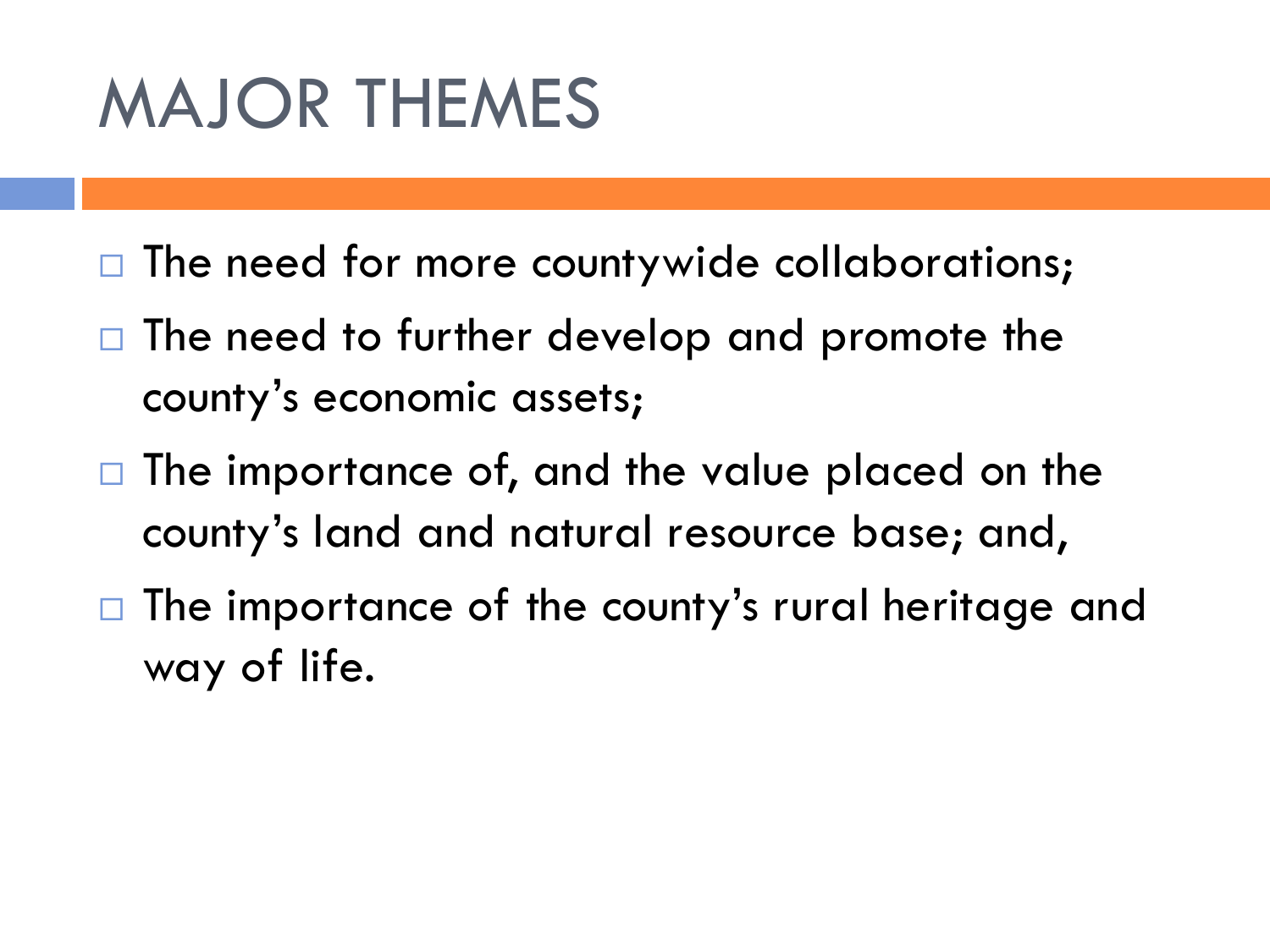# MAJOR THEMES

- The need for more countywide collaborations;
- The need to further develop and promote the county's economic assets;
- The importance of, and the value placed on the county's land and natural resource base; and,
- The importance of the county's rural heritage and way of life.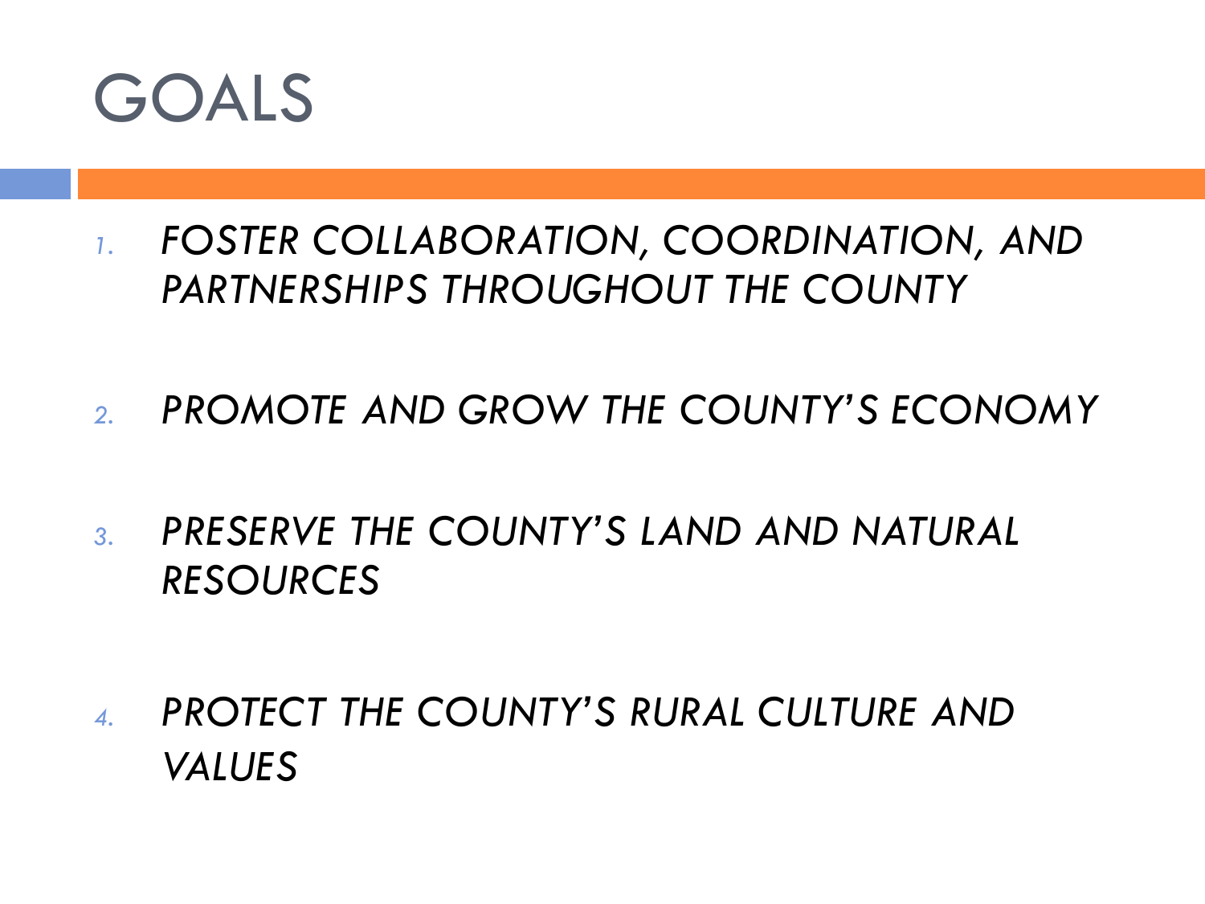# GOALS

1. *FOSTER COLLABORATION, COORDINATION, AND PARTNERSHIPS THROUGHOUT THE COUNTY*
2. *PROMOTE AND GROW THE COUNTY'S ECONOMY*
3. *PRESERVE THE COUNTY'S LAND AND NATURAL RESOURCES*
4. *PROTECT THE COUNTY'S RURAL CULTURE AND VALUES*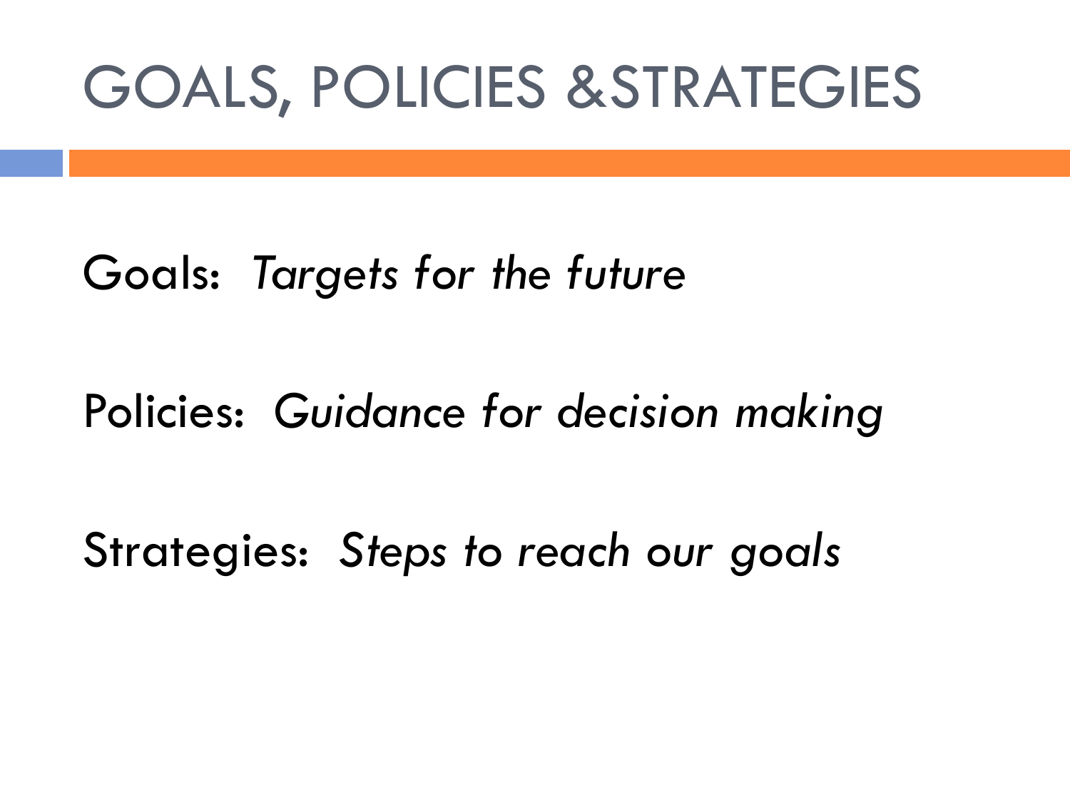# GOALS, POLICIES &STRATEGIES

Goals: *Targets for the future*

Policies: *Guidance for decision making*

Strategies: *Steps to reach our goals*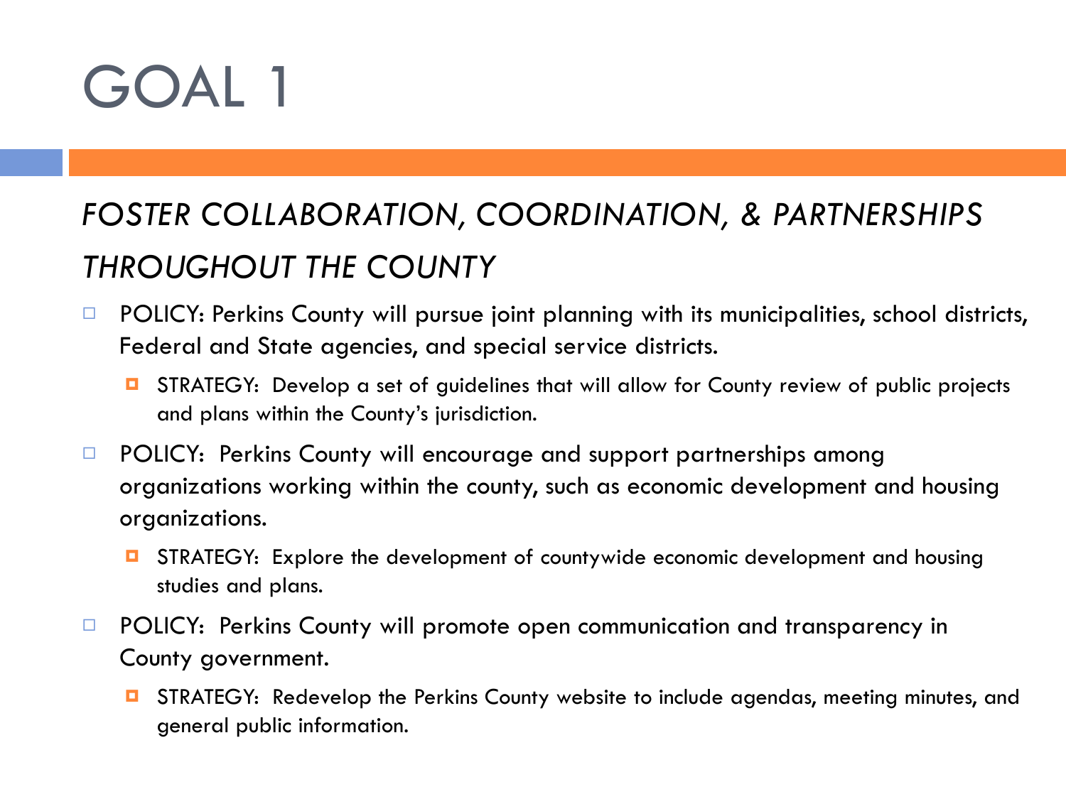# GOAL 1

## *FOSTER COLLABORATION, COORDINATION, & PARTNERSHIPS THROUGHOUT THE COUNTY*

- POLICY: Perkins County will pursue joint planning with its municipalities, school districts, Federal and State agencies, and special service districts.
  - STRATEGY: Develop a set of guidelines that will allow for County review of public projects and plans within the County's jurisdiction.
- POLICY: Perkins County will encourage and support partnerships among organizations working within the county, such as economic development and housing organizations.
  - STRATEGY: Explore the development of countywide economic development and housing studies and plans.
- POLICY: Perkins County will promote open communication and transparency in County government.
  - STRATEGY: Redevelop the Perkins County website to include agendas, meeting minutes, and general public information.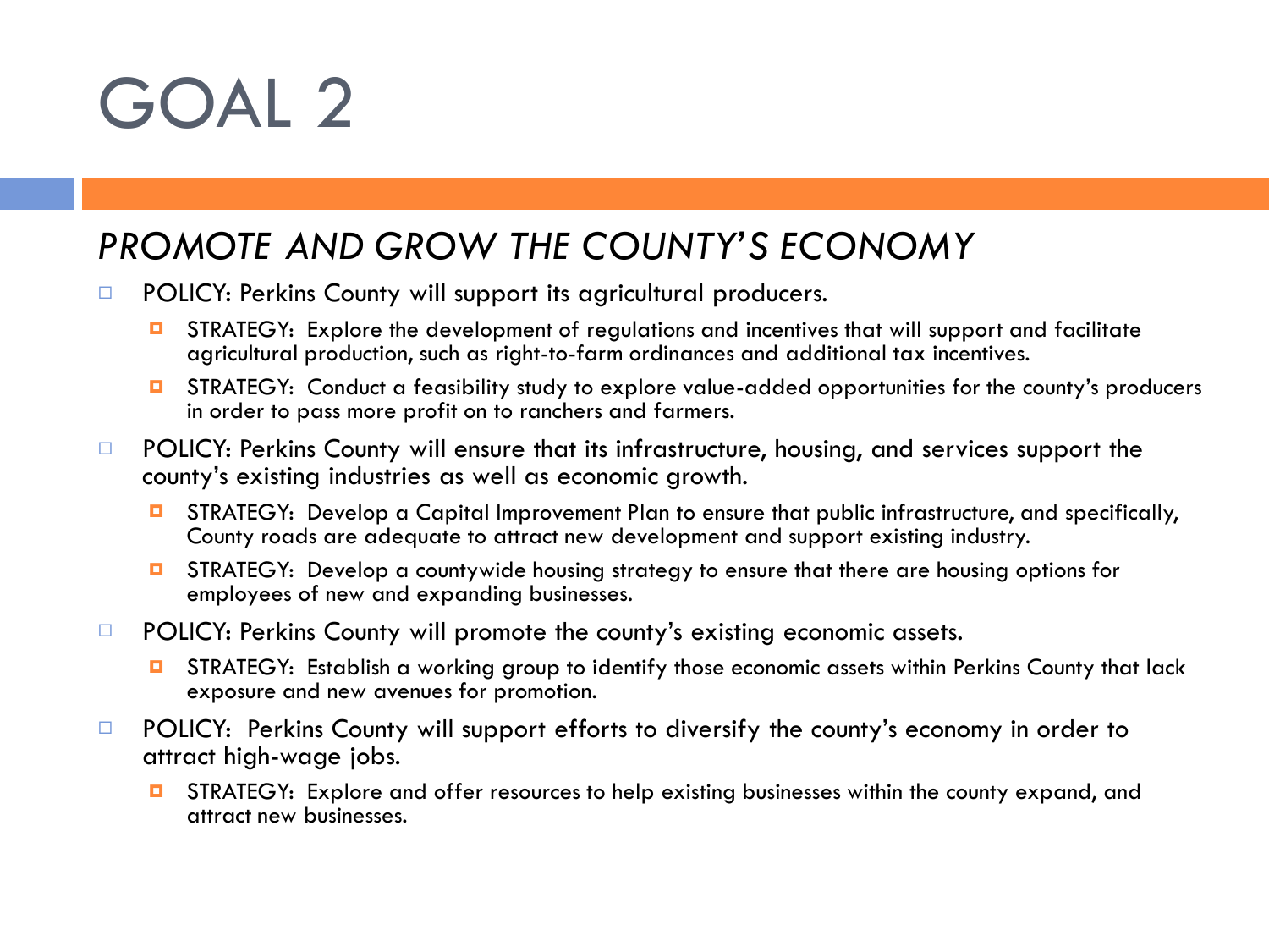# GOAL 2

## *PROMOTE AND GROW THE COUNTY'S ECONOMY*

- POLICY: Perkins County will support its agricultural producers.
  - STRATEGY: Explore the development of regulations and incentives that will support and facilitate agricultural production, such as right-to-farm ordinances and additional tax incentives.
  - STRATEGY: Conduct a feasibility study to explore value-added opportunities for the county's producers in order to pass more profit on to ranchers and farmers.
- POLICY: Perkins County will ensure that its infrastructure, housing, and services support the county's existing industries as well as economic growth.
  - STRATEGY: Develop a Capital Improvement Plan to ensure that public infrastructure, and specifically, County roads are adequate to attract new development and support existing industry.
  - STRATEGY: Develop a countywide housing strategy to ensure that there are housing options for employees of new and expanding businesses.
- POLICY: Perkins County will promote the county's existing economic assets.
  - STRATEGY: Establish a working group to identify those economic assets within Perkins County that lack exposure and new avenues for promotion.
- POLICY: Perkins County will support efforts to diversify the county's economy in order to attract high-wage jobs.
  - STRATEGY: Explore and offer resources to help existing businesses within the county expand, and attract new businesses.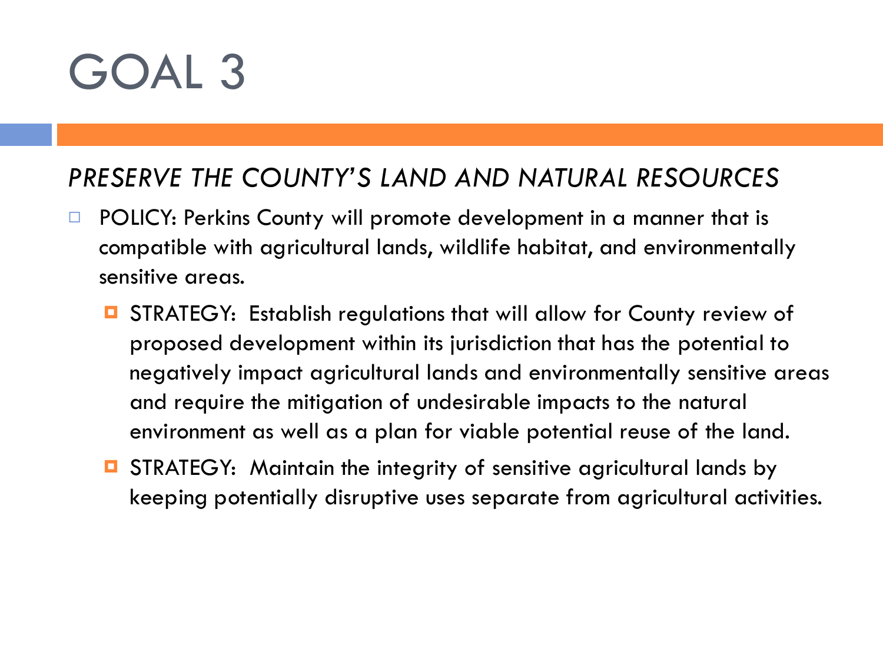# GOAL 3

*PRESERVE THE COUNTY'S LAND AND NATURAL RESOURCES*

- POLICY: Perkins County will promote development in a manner that is compatible with agricultural lands, wildlife habitat, and environmentally sensitive areas.
  - STRATEGY: Establish regulations that will allow for County review of proposed development within its jurisdiction that has the potential to negatively impact agricultural lands and environmentally sensitive areas and require the mitigation of undesirable impacts to the natural environment as well as a plan for viable potential reuse of the land.
  - STRATEGY: Maintain the integrity of sensitive agricultural lands by keeping potentially disruptive uses separate from agricultural activities.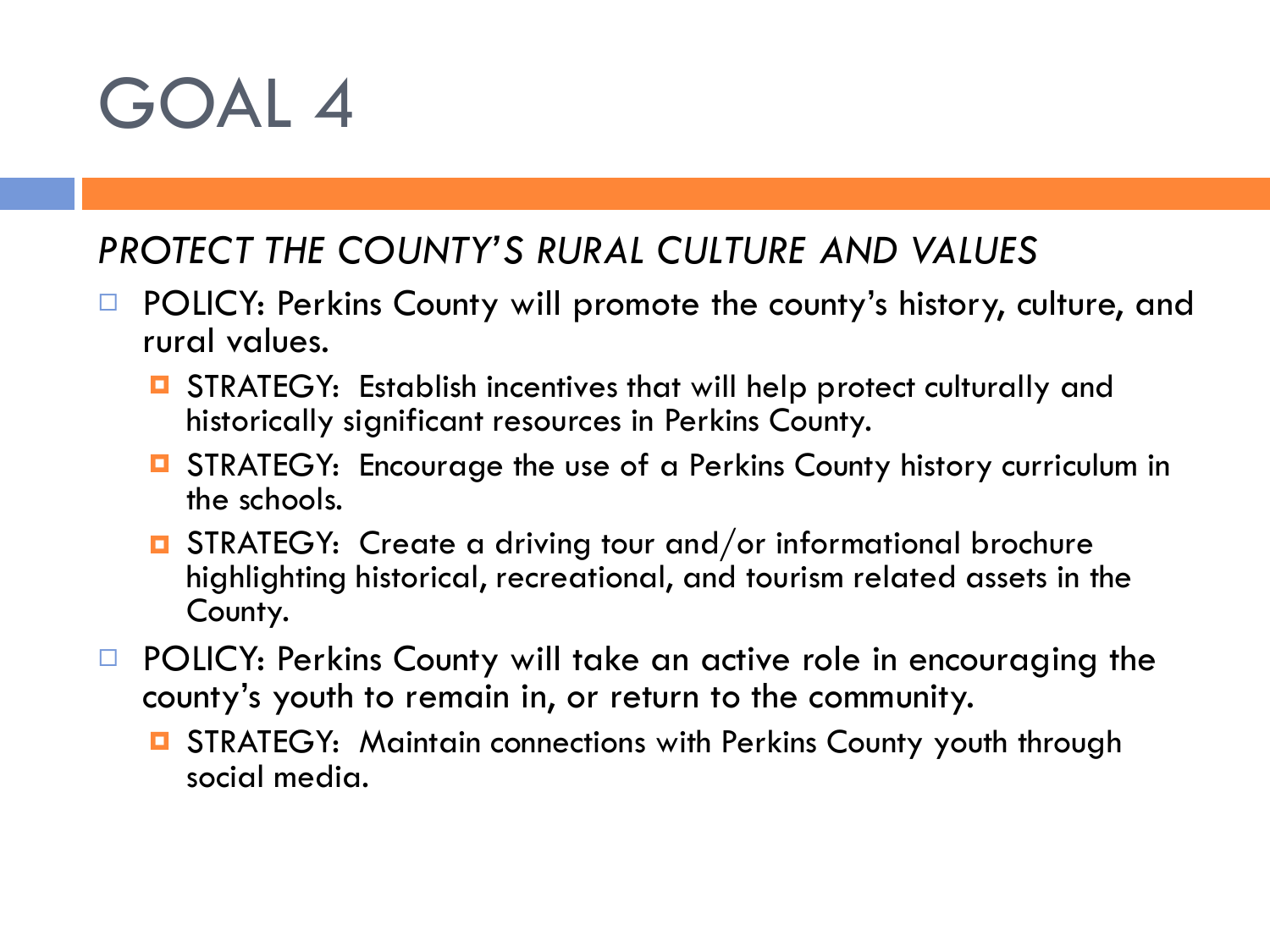# GOAL 4

*PROTECT THE COUNTY'S RURAL CULTURE AND VALUES*

- POLICY: Perkins County will promote the county's history, culture, and rural values.
  - STRATEGY: Establish incentives that will help protect culturally and historically significant resources in Perkins County.
  - STRATEGY: Encourage the use of a Perkins County history curriculum in the schools.
  - STRATEGY: Create a driving tour and/or informational brochure highlighting historical, recreational, and tourism related assets in the County.
- POLICY: Perkins County will take an active role in encouraging the county's youth to remain in, or return to the community.
  - STRATEGY: Maintain connections with Perkins County youth through social media.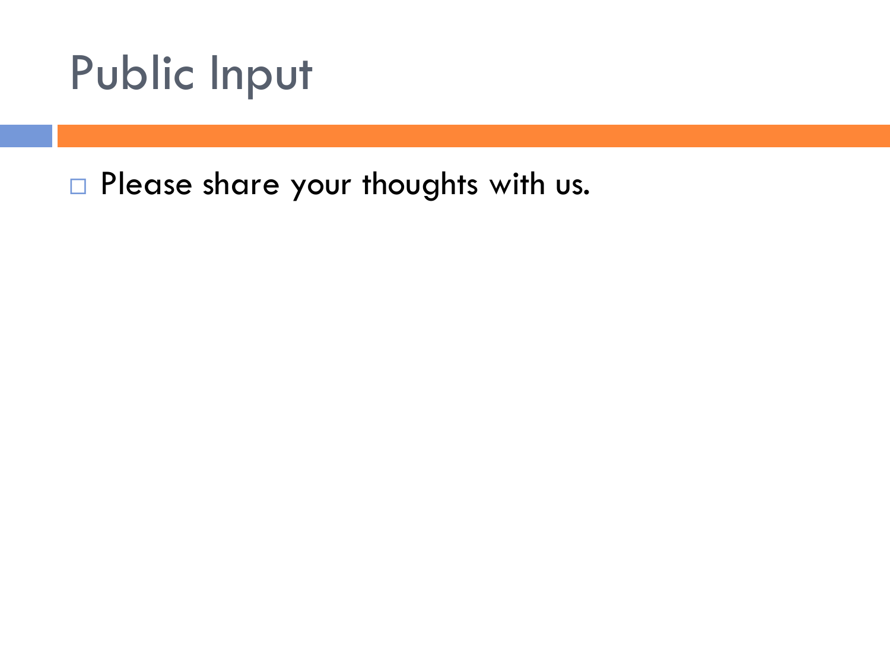# Public Input

- Please share your thoughts with us.